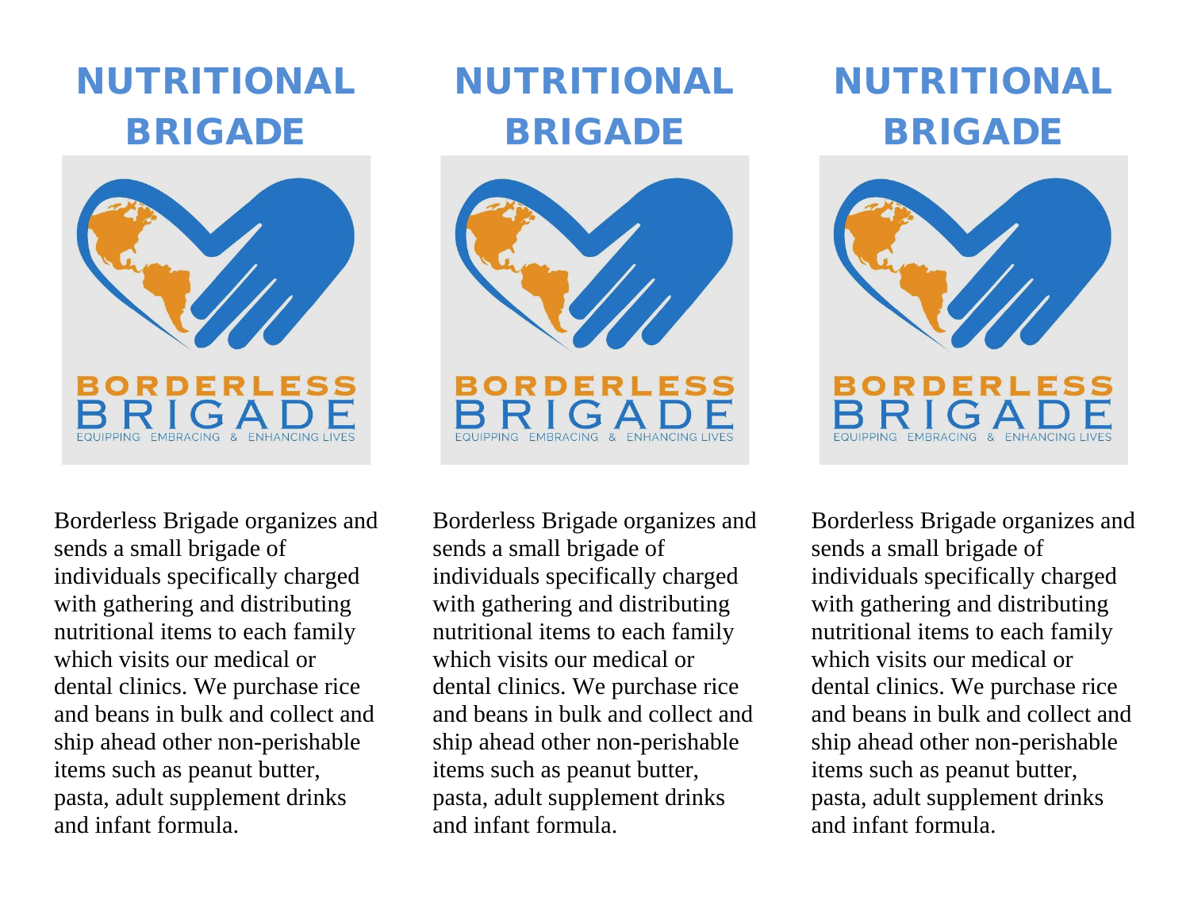# NUTRITIONAL BRIGADE

BORDERLESS BRIGADE
EQUIPPING EMBRACING & ENHANCING LIVES

Borderless Brigade organizes and sends a small brigade of individuals specifically charged with gathering and distributing nutritional items to each family which visits our medical or dental clinics. We purchase rice and beans in bulk and collect and ship ahead other non-perishable items such as peanut butter, pasta, adult supplement drinks and infant formula.

# NUTRITIONAL BRIGADE

BORDERLESS BRIGADE
EQUIPPING EMBRACING & ENHANCING LIVES

Borderless Brigade organizes and sends a small brigade of individuals specifically charged with gathering and distributing nutritional items to each family which visits our medical or dental clinics. We purchase rice and beans in bulk and collect and ship ahead other non-perishable items such as peanut butter, pasta, adult supplement drinks and infant formula.

# NUTRITIONAL BRIGADE

BORDERLESS BRIGADE
EQUIPPING EMBRACING & ENHANCING LIVES

Borderless Brigade organizes and sends a small brigade of individuals specifically charged with gathering and distributing nutritional items to each family which visits our medical or dental clinics. We purchase rice and beans in bulk and collect and ship ahead other non-perishable items such as peanut butter, pasta, adult supplement drinks and infant formula.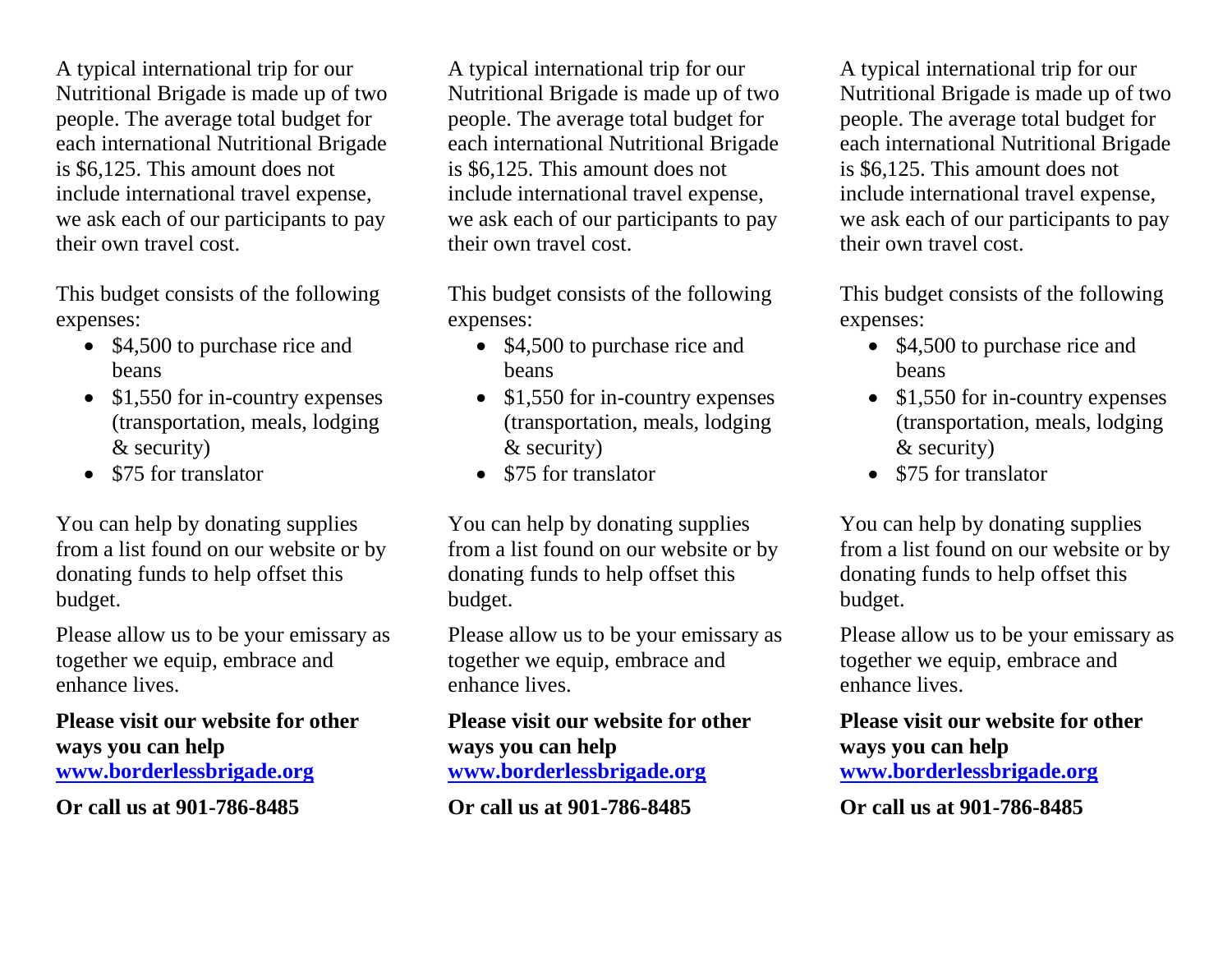A typical international trip for our Nutritional Brigade is made up of two people. The average total budget for each international Nutritional Brigade is $6,125. This amount does not include international travel expense, we ask each of our participants to pay their own travel cost.

This budget consists of the following expenses:

- $4,500 to purchase rice and beans
- $1,550 for in-country expenses (transportation, meals, lodging & security)
- $75 for translator

You can help by donating supplies from a list found on our website or by donating funds to help offset this budget.

Please allow us to be your emissary as together we equip, embrace and enhance lives.

**Please visit our website for other ways you can help [www.borderlessbrigade.org](www.borderlessbrigade.org)**

**Or call us at 901-786-8485**

A typical international trip for our Nutritional Brigade is made up of two people. The average total budget for each international Nutritional Brigade is $6,125. This amount does not include international travel expense, we ask each of our participants to pay their own travel cost.

This budget consists of the following expenses:

- $4,500 to purchase rice and beans
- $1,550 for in-country expenses (transportation, meals, lodging & security)
- $75 for translator

You can help by donating supplies from a list found on our website or by donating funds to help offset this budget.

Please allow us to be your emissary as together we equip, embrace and enhance lives.

**Please visit our website for other ways you can help [www.borderlessbrigade.org](www.borderlessbrigade.org)**

**Or call us at 901-786-8485**

A typical international trip for our Nutritional Brigade is made up of two people. The average total budget for each international Nutritional Brigade is $6,125. This amount does not include international travel expense, we ask each of our participants to pay their own travel cost.

This budget consists of the following expenses:

- $4,500 to purchase rice and beans
- $1,550 for in-country expenses (transportation, meals, lodging & security)
- $75 for translator

You can help by donating supplies from a list found on our website or by donating funds to help offset this budget.

Please allow us to be your emissary as together we equip, embrace and enhance lives.

**Please visit our website for other ways you can help [www.borderlessbrigade.org](www.borderlessbrigade.org)**

**Or call us at 901-786-8485**